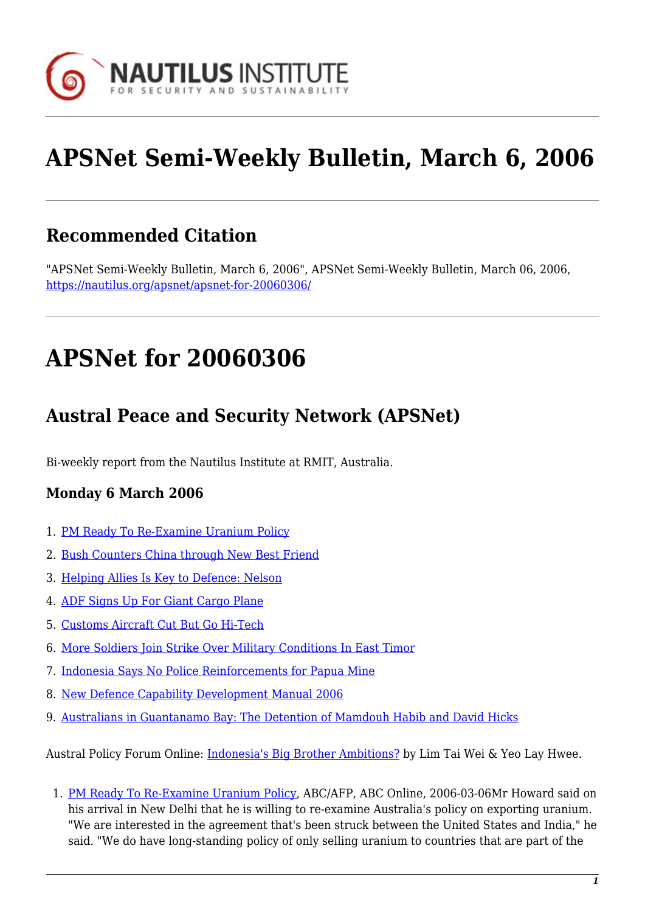NAUTILUS INSTITUTE
FOR SECURITY AND SUSTAINABILITY

# APSNet Semi-Weekly Bulletin, March 6, 2006

## Recommended Citation

"APSNet Semi-Weekly Bulletin, March 6, 2006", APSNet Semi-Weekly Bulletin, March 06, 2006, https://nautilus.org/apsnet/apsnet-for-20060306/

# APSNet for 20060306

## Austral Peace and Security Network (APSNet)

Bi-weekly report from the Nautilus Institute at RMIT, Australia.

### Monday 6 March 2006

1. PM Ready To Re-Examine Uranium Policy
2. Bush Counters China through New Best Friend
3. Helping Allies Is Key to Defence: Nelson
4. ADF Signs Up For Giant Cargo Plane
5. Customs Aircraft Cut But Go Hi-Tech
6. More Soldiers Join Strike Over Military Conditions In East Timor
7. Indonesia Says No Police Reinforcements for Papua Mine
8. New Defence Capability Development Manual 2006
9. Australians in Guantanamo Bay: The Detention of Mamdouh Habib and David Hicks

Austral Policy Forum Online: Indonesia's Big Brother Ambitions? by Lim Tai Wei & Yeo Lay Hwee.

1. PM Ready To Re-Examine Uranium Policy, ABC/AFP, ABC Online, 2006-03-06Mr Howard said on his arrival in New Delhi that he is willing to re-examine Australia's policy on exporting uranium. "We are interested in the agreement that's been struck between the United States and India," he said. "We do have long-standing policy of only selling uranium to countries that are part of the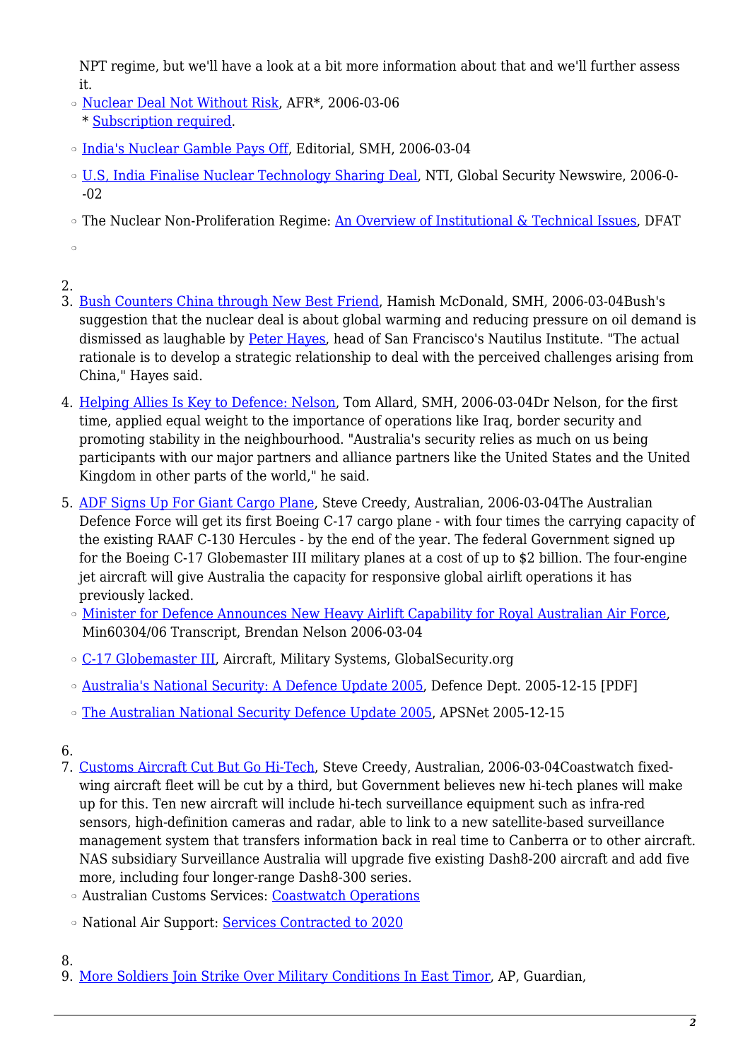NPT regime, but we'll have a look at a bit more information about that and we'll further assess it.

- Nuclear Deal Not Without Risk, AFR*, 2006-03-06
  * Subscription required.
- India's Nuclear Gamble Pays Off, Editorial, SMH, 2006-03-04
- U.S, India Finalise Nuclear Technology Sharing Deal, NTI, Global Security Newswire, 2006-0--02
- The Nuclear Non-Proliferation Regime: An Overview of Institutional & Technical Issues, DFAT
-

2.
3. Bush Counters China through New Best Friend, Hamish McDonald, SMH, 2006-03-04Bush's suggestion that the nuclear deal is about global warming and reducing pressure on oil demand is dismissed as laughable by Peter Hayes, head of San Francisco's Nautilus Institute. "The actual rationale is to develop a strategic relationship to deal with the perceived challenges arising from China," Hayes said.
4. Helping Allies Is Key to Defence: Nelson, Tom Allard, SMH, 2006-03-04Dr Nelson, for the first time, applied equal weight to the importance of operations like Iraq, border security and promoting stability in the neighbourhood. "Australia's security relies as much on us being participants with our major partners and alliance partners like the United States and the United Kingdom in other parts of the world," he said.
5. ADF Signs Up For Giant Cargo Plane, Steve Creedy, Australian, 2006-03-04The Australian Defence Force will get its first Boeing C-17 cargo plane - with four times the carrying capacity of the existing RAAF C-130 Hercules - by the end of the year. The federal Government signed up for the Boeing C-17 Globemaster III military planes at a cost of up to $2 billion. The four-engine jet aircraft will give Australia the capacity for responsive global airlift operations it has previously lacked.
   - Minister for Defence Announces New Heavy Airlift Capability for Royal Australian Air Force, Min60304/06 Transcript, Brendan Nelson 2006-03-04
   - C-17 Globemaster III, Aircraft, Military Systems, GlobalSecurity.org
   - Australia's National Security: A Defence Update 2005, Defence Dept. 2005-12-15 [PDF]
   - The Australian National Security Defence Update 2005, APSNet 2005-12-15

6.
7. Customs Aircraft Cut But Go Hi-Tech, Steve Creedy, Australian, 2006-03-04Coastwatch fixed-wing aircraft fleet will be cut by a third, but Government believes new hi-tech planes will make up for this. Ten new aircraft will include hi-tech surveillance equipment such as infra-red sensors, high-definition cameras and radar, able to link to a new satellite-based surveillance management system that transfers information back in real time to Canberra or to other aircraft. NAS subsidiary Surveillance Australia will upgrade five existing Dash8-200 aircraft and add five more, including four longer-range Dash8-300 series.
   - Australian Customs Services: Coastwatch Operations
   - National Air Support: Services Contracted to 2020

8.
9. More Soldiers Join Strike Over Military Conditions In East Timor, AP, Guardian,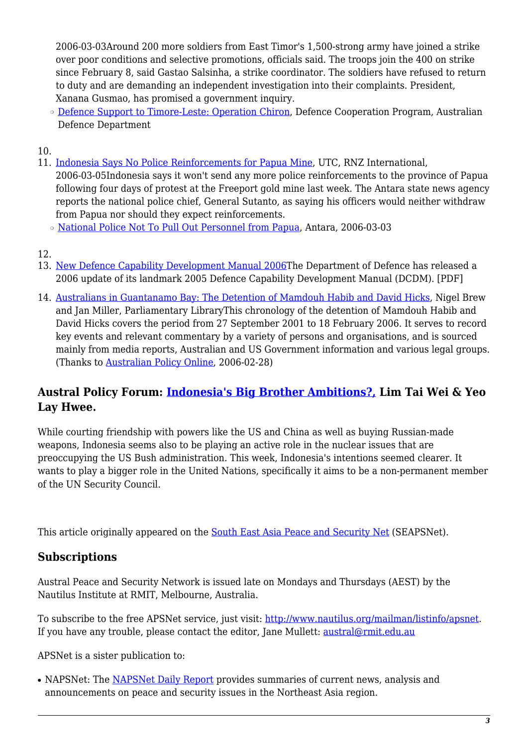2006-03-03Around 200 more soldiers from East Timor's 1,500-strong army have joined a strike over poor conditions and selective promotions, officials said. The troops join the 400 on strike since February 8, said Gastao Salsinha, a strike coordinator. The soldiers have refused to return to duty and are demanding an independent investigation into their complaints. President, Xanana Gusmao, has promised a government inquiry.

   - Defence Support to Timore-Leste: Operation Chiron, Defence Cooperation Program, Australian Defence Department

10. 
11. Indonesia Says No Police Reinforcements for Papua Mine, UTC, RNZ International, 2006-03-05Indonesia says it won't send any more police reinforcements to the province of Papua following four days of protest at the Freeport gold mine last week. The Antara state news agency reports the national police chief, General Sutanto, as saying his officers would neither withdraw from Papua nor should they expect reinforcements.
    - National Police Not To Pull Out Personnel from Papua, Antara, 2006-03-03

12. 
13. New Defence Capability Development Manual 2006The Department of Defence has released a 2006 update of its landmark 2005 Defence Capability Development Manual (DCDM). [PDF]
14. Australians in Guantanamo Bay: The Detention of Mamdouh Habib and David Hicks, Nigel Brew and Jan Miller, Parliamentary LibraryThis chronology of the detention of Mamdouh Habib and David Hicks covers the period from 27 September 2001 to 18 February 2006. It serves to record key events and relevant commentary by a variety of persons and organisations, and is sourced mainly from media reports, Australian and US Government information and various legal groups. (Thanks to Australian Policy Online, 2006-02-28)

## Austral Policy Forum: Indonesia's Big Brother Ambitions?, Lim Tai Wei & Yeo Lay Hwee.

While courting friendship with powers like the US and China as well as buying Russian-made weapons, Indonesia seems also to be playing an active role in the nuclear issues that are preoccupying the US Bush administration. This week, Indonesia's intentions seemed clearer. It wants to play a bigger role in the United Nations, specifically it aims to be a non-permanent member of the UN Security Council.

This article originally appeared on the South East Asia Peace and Security Net (SEAPSNet).

## Subscriptions

Austral Peace and Security Network is issued late on Mondays and Thursdays (AEST) by the Nautilus Institute at RMIT, Melbourne, Australia.

To subscribe to the free APSNet service, just visit: http://www.nautilus.org/mailman/listinfo/apsnet. If you have any trouble, please contact the editor, Jane Mullett: austral@rmit.edu.au

APSNet is a sister publication to:

- NAPSNet: The NAPSNet Daily Report provides summaries of current news, analysis and announcements on peace and security issues in the Northeast Asia region.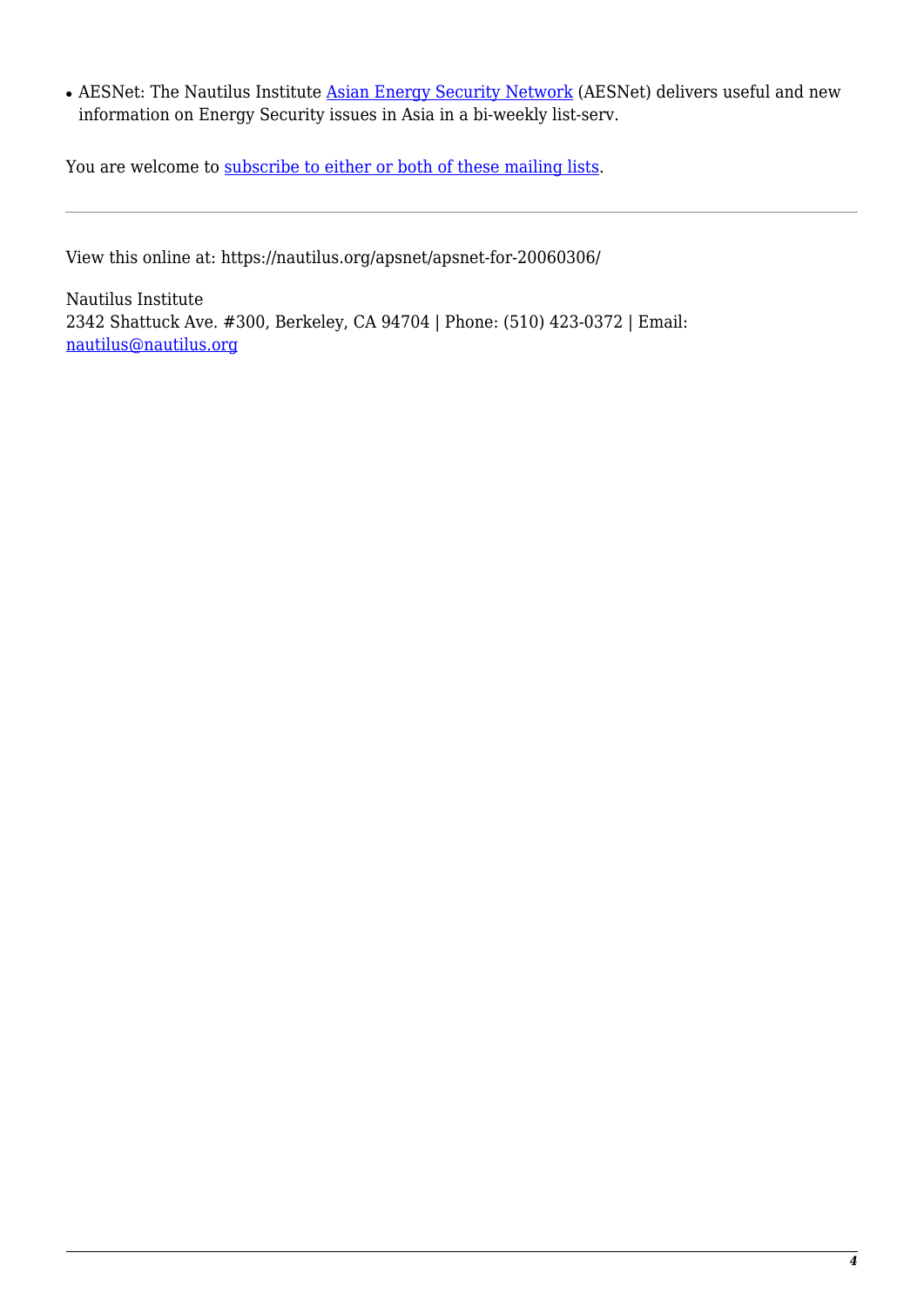- AESNet: The Nautilus Institute Asian Energy Security Network (AESNet) delivers useful and new information on Energy Security issues in Asia in a bi-weekly list-serv.

You are welcome to subscribe to either or both of these mailing lists.

---

View this online at: https://nautilus.org/apsnet/apsnet-for-20060306/

Nautilus Institute
2342 Shattuck Ave. #300, Berkeley, CA 94704 | Phone: (510) 423-0372 | Email: nautilus@nautilus.org